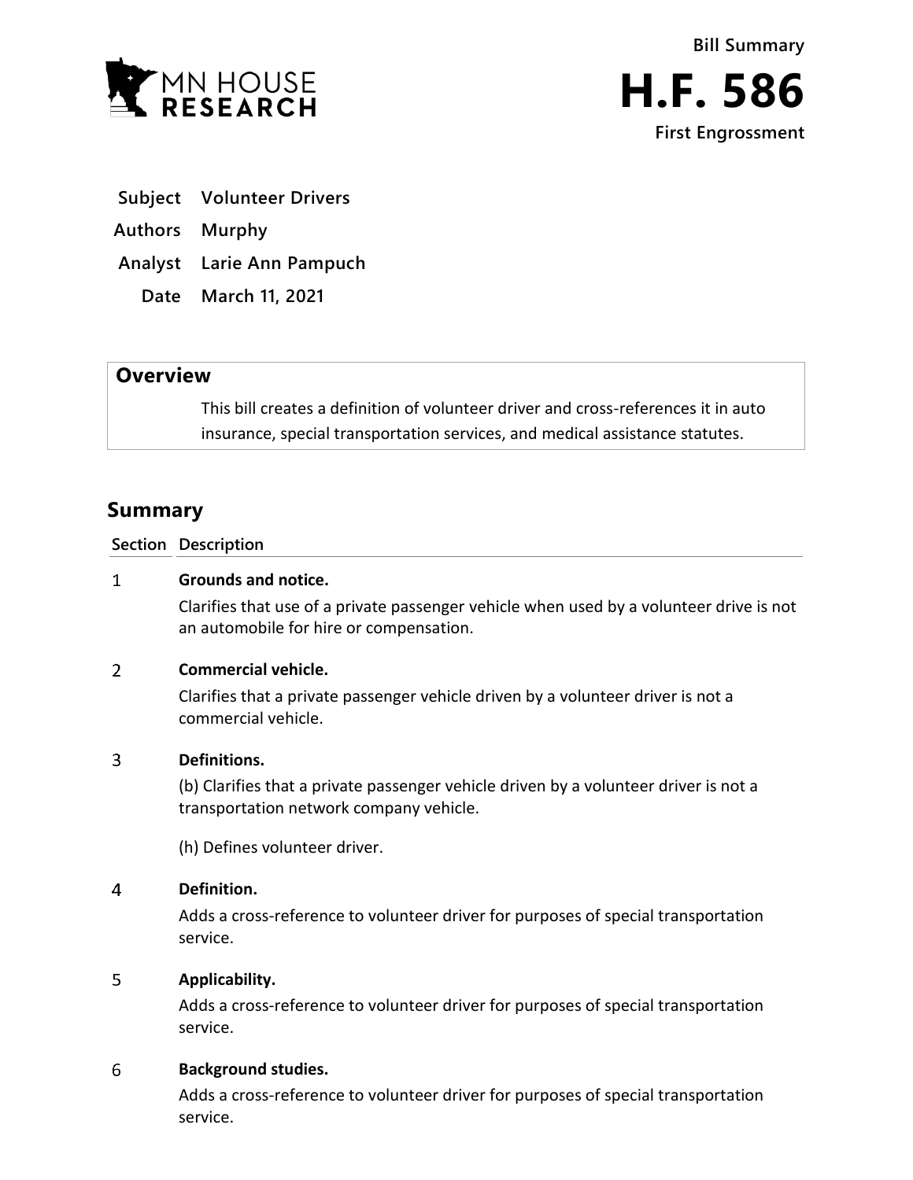MN HOUSE RESEARCH

**Bill Summary**

# H.F. 586

**First Engrossment**

| | |
|---|---|
| **Subject** | **Volunteer Drivers** |
| **Authors** | **Murphy** |
| **Analyst** | **Larie Ann Pampuch** |
| **Date** | **March 11, 2021** |

## Overview

This bill creates a definition of volunteer driver and cross-references it in auto insurance, special transportation services, and medical assistance statutes.

## Summary

| Section | Description |
|---|---|
| 1 | **Grounds and notice.** Clarifies that use of a private passenger vehicle when used by a volunteer drive is not an automobile for hire or compensation. |
| 2 | **Commercial vehicle.** Clarifies that a private passenger vehicle driven by a volunteer driver is not a commercial vehicle. |
| 3 | **Definitions.** (b) Clarifies that a private passenger vehicle driven by a volunteer driver is not a transportation network company vehicle. (h) Defines volunteer driver. |
| 4 | **Definition.** Adds a cross-reference to volunteer driver for purposes of special transportation service. |
| 5 | **Applicability.** Adds a cross-reference to volunteer driver for purposes of special transportation service. |
| 6 | **Background studies.** Adds a cross-reference to volunteer driver for purposes of special transportation service. |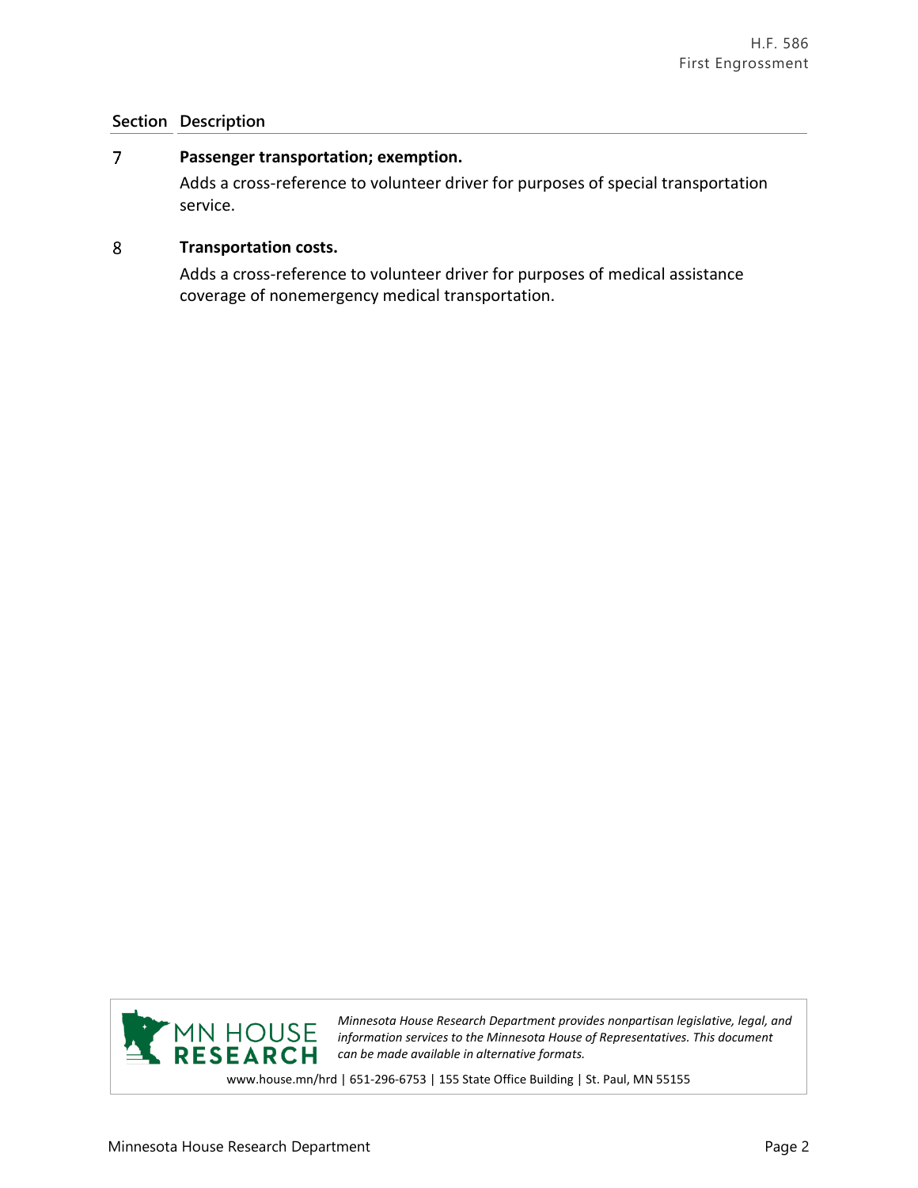| Section | Description |
| --- | --- |
| 7 | **Passenger transportation; exemption.** Adds a cross-reference to volunteer driver for purposes of special transportation service. |
| 8 | **Transportation costs.** Adds a cross-reference to volunteer driver for purposes of medical assistance coverage of nonemergency medical transportation. |

MN HOUSE RESEARCH

*Minnesota House Research Department provides nonpartisan legislative, legal, and information services to the Minnesota House of Representatives. This document can be made available in alternative formats.*

www.house.mn/hrd | 651-296-6753 | 155 State Office Building | St. Paul, MN 55155